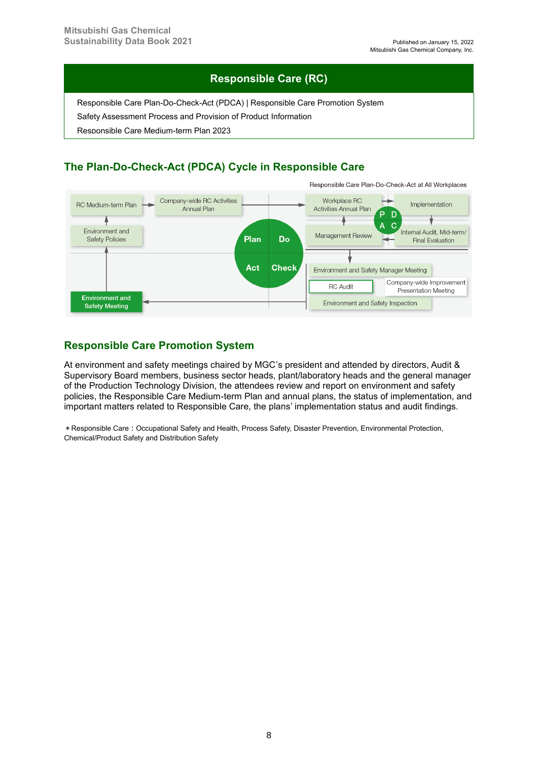# Responsible Care (RC)

Responsible Care Plan-Do-Check-Act (PDCA) | Responsible Care Promotion System

Safety Assessment Process and Provision of Product Information

Responsible Care Medium-term Plan 2023

## The Plan-Do-Check-Act (PDCA) Cycle in Responsible Care

Responsible Care Plan-Do-Check-Act at All Workplaces

RC Medium-term Plan → Company-wide RC Activities Annual Plan → Workplace RC Activities Annual Plan → Implementation → Internal Audit, Mid-term/ Final Evaluation → Management Review

Environment and Safety Policies

Plan | Do | Act | Check

P | D | A | C

Environment and Safety Manager Meeting

RC Audit

Company-wide Improvement Presentation Meeting

Environment and Safety Inspection

Environment and Safety Meeting

## Responsible Care Promotion System

At environment and safety meetings chaired by MGC's president and attended by directors, Audit & Supervisory Board members, business sector heads, plant/laboratory heads and the general manager of the Production Technology Division, the attendees review and report on environment and safety policies, the Responsible Care Medium-term Plan and annual plans, the status of implementation, and important matters related to Responsible Care, the plans' implementation status and audit findings.

＊Responsible Care：Occupational Safety and Health, Process Safety, Disaster Prevention, Environmental Protection, Chemical/Product Safety and Distribution Safety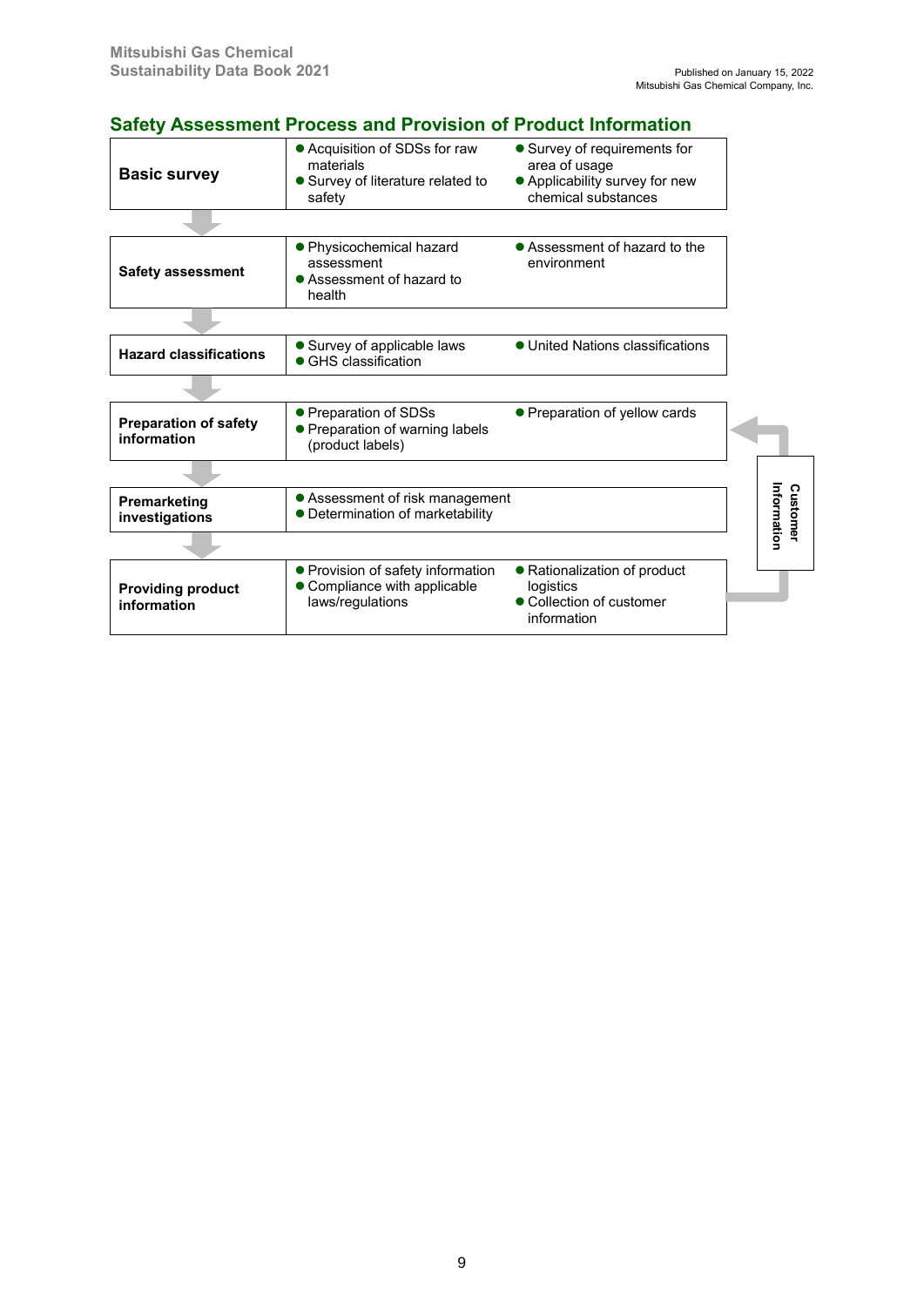## Safety Assessment Process and Provision of Product Information

| Step | Items | |
|---|---|---|
| **Basic survey** | ● Acquisition of SDSs for raw materials<br>● Survey of literature related to safety | ● Survey of requirements for area of usage<br>● Applicability survey for new chemical substances |
| **Safety assessment** | ● Physicochemical hazard assessment<br>● Assessment of hazard to health | ● Assessment of hazard to the environment |
| **Hazard classifications** | ● Survey of applicable laws<br>● GHS classification | ● United Nations classifications |
| **Preparation of safety information** | ● Preparation of SDSs<br>● Preparation of warning labels (product labels) | ● Preparation of yellow cards |
| **Premarketing investigations** | ● Assessment of risk management<br>● Determination of marketability | |
| **Providing product information** | ● Provision of safety information<br>● Compliance with applicable laws/regulations | ● Rationalization of product logistics<br>● Collection of customer information |

Customer Information (fed back from "Providing product information" to "Preparation of safety information")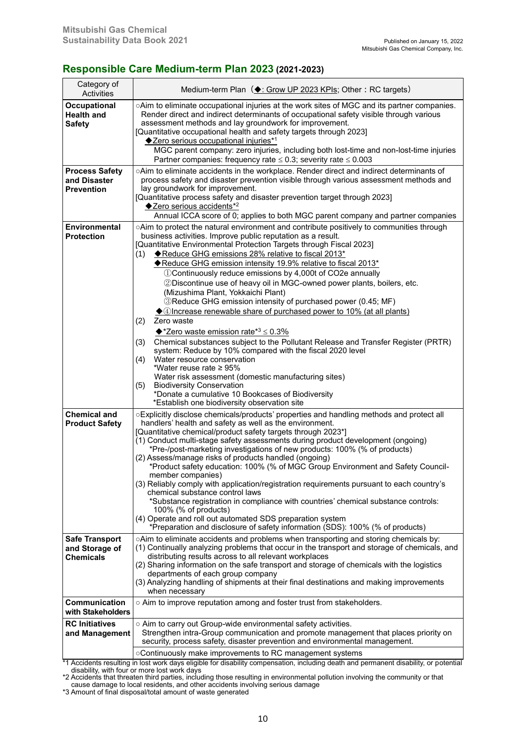# Responsible Care Medium-term Plan 2023 (2021-2023)

| Category of Activities | Medium-term Plan (◆: Grow UP 2023 KPIs; Other: RC targets) |
|---|---|
| **Occupational Health and Safety** | ○Aim to eliminate occupational injuries at the work sites of MGC and its partner companies. Render direct and indirect determinants of occupational safety visible through various assessment methods and lay groundwork for improvement.<br>[Quantitative occupational health and safety targets through 2023]<br>◆Zero serious occupational injuries*1<br>MGC parent company: zero injuries, including both lost-time and non-lost-time injuries<br>Partner companies: frequency rate ≤ 0.3; severity rate ≤ 0.003 |
| **Process Safety and Disaster Prevention** | ○Aim to eliminate accidents in the workplace. Render direct and indirect determinants of process safety and disaster prevention visible through various assessment methods and lay groundwork for improvement.<br>[Quantitative process safety and disaster prevention target through 2023]<br>◆Zero serious accidents*2<br>Annual ICCA score of 0; applies to both MGC parent company and partner companies |
| **Environmental Protection** | ○Aim to protect the natural environment and contribute positively to communities through business activities. Improve public reputation as a result.<br>[Quantitative Environmental Protection Targets through Fiscal 2023]<br>(1) ◆Reduce GHG emissions 28% relative to fiscal 2013*<br>◆Reduce GHG emission intensity 19.9% relative to fiscal 2013*<br>①Continuously reduce emissions by 4,000t of CO2e annually<br>②Discontinue use of heavy oil in MGC-owned power plants, boilers, etc. (Mizushima Plant, Yokkaichi Plant)<br>③Reduce GHG emission intensity of purchased power (0.45; MF)<br>◆④Increase renewable share of purchased power to 10% (at all plants)<br>(2) Zero waste<br>◆*Zero waste emission rate*3 ≤ 0.3%<br>(3) Chemical substances subject to the Pollutant Release and Transfer Register (PRTR) system: Reduce by 10% compared with the fiscal 2020 level<br>(4) Water resource conservation<br>*Water reuse rate ≥ 95%<br>Water risk assessment (domestic manufacturing sites)<br>(5) Biodiversity Conservation<br>*Donate a cumulative 10 Bookcases of Biodiversity<br>*Establish one biodiversity observation site |
| **Chemical and Product Safety** | ○Explicitly disclose chemicals/products' properties and handling methods and protect all handlers' health and safety as well as the environment.<br>[Quantitative chemical/product safety targets through 2023*]<br>(1) Conduct multi-stage safety assessments during product development (ongoing)<br>*Pre-/post-marketing investigations of new products: 100% (% of products)<br>(2) Assess/manage risks of products handled (ongoing)<br>*Product safety education: 100% (% of MGC Group Environment and Safety Council-member companies)<br>(3) Reliably comply with application/registration requirements pursuant to each country's chemical substance control laws<br>*Substance registration in compliance with countries' chemical substance controls: 100% (% of products)<br>(4) Operate and roll out automated SDS preparation system<br>*Preparation and disclosure of safety information (SDS): 100% (% of products) |
| **Safe Transport and Storage of Chemicals** | ○Aim to eliminate accidents and problems when transporting and storing chemicals by:<br>(1) Continually analyzing problems that occur in the transport and storage of chemicals, and distributing results across to all relevant workplaces<br>(2) Sharing information on the safe transport and storage of chemicals with the logistics departments of each group company<br>(3) Analyzing handling of shipments at their final destinations and making improvements when necessary |
| **Communication with Stakeholders** | ○ Aim to improve reputation among and foster trust from stakeholders. |
| **RC Initiatives and Management** | ○ Aim to carry out Group-wide environmental safety activities.<br>Strengthen intra-Group communication and promote management that places priority on security, process safety, disaster prevention and environmental management. |
| | ○Continuously make improvements to RC management systems |

*1 Accidents resulting in lost work days eligible for disability compensation, including death and permanent disability, or potential disability, with four or more lost work days

*2 Accidents that threaten third parties, including those resulting in environmental pollution involving the community or that cause damage to local residents, and other accidents involving serious damage

*3 Amount of final disposal/total amount of waste generated